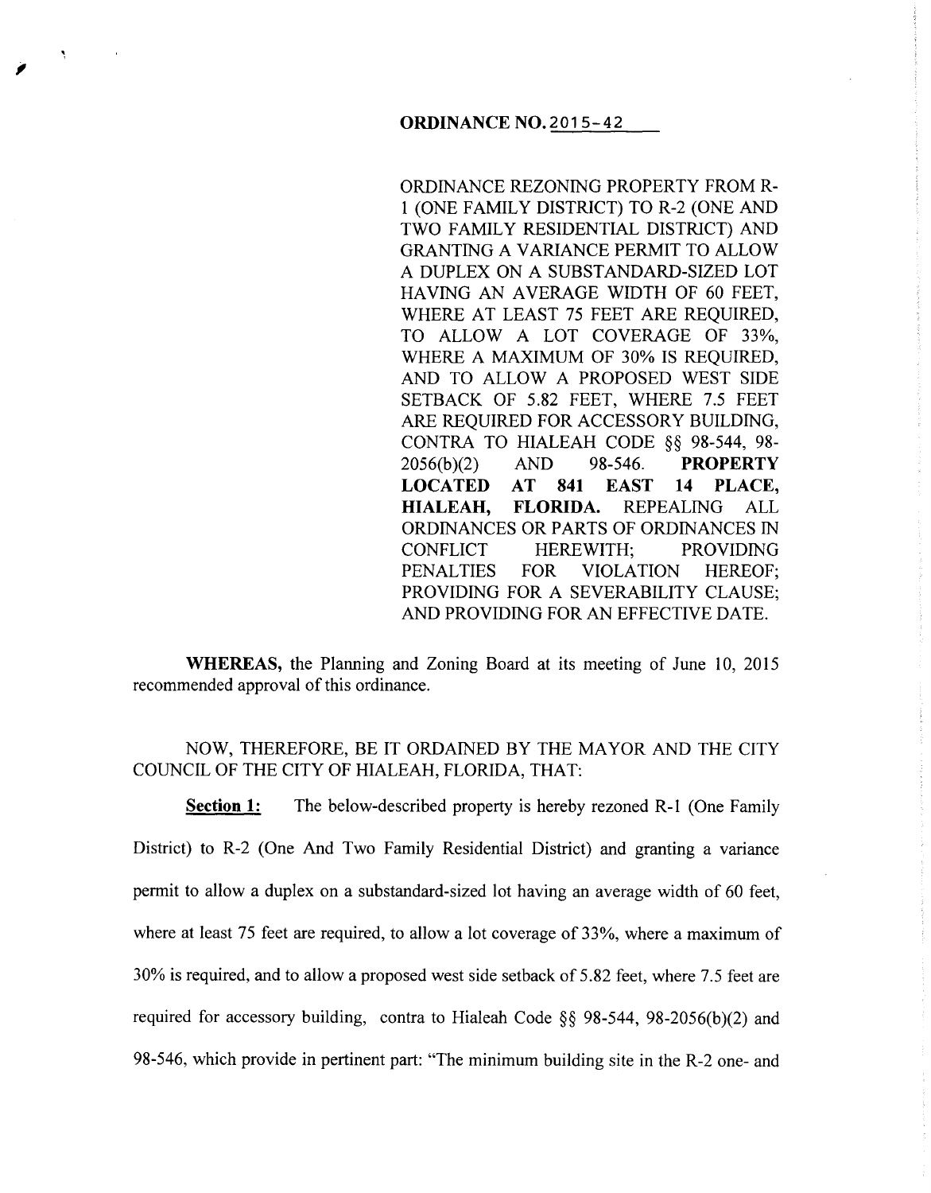# ORDINANCE NO. 2015-42

ORDINANCE REZONING PROPERTY FROM R-1 (ONE FAMILY DISTRICT) TO R-2 (ONE AND TWO FAMILY RESIDENTIAL DISTRICT) AND GRANTING A VARIANCE PERMIT TO ALLOW A DUPLEX ON A SUBSTANDARD-SIZED LOT HAVING AN AVERAGE WIDTH OF 60 FEET, WHERE AT LEAST 75 FEET ARE REQUIRED, TO ALLOW A LOT COVERAGE OF 33%, WHERE A MAXIMUM OF 30% IS REQUIRED, AND TO ALLOW A PROPOSED WEST SIDE SETBACK OF 5.82 FEET, WHERE 7.5 FEET ARE REQUIRED FOR ACCESSORY BUILDING, CONTRA TO HIALEAH CODE §§ 98-544, 98-2056(b)(2) AND 98-546. **PROPERTY LOCATED AT 841 EAST 14 PLACE, HIALEAH, FLORIDA.** REPEALING ALL ORDINANCES OR PARTS OF ORDINANCES IN CONFLICT HEREWITH; PROVIDING PENALTIES FOR VIOLATION HEREOF; PROVIDING FOR A SEVERABILITY CLAUSE; AND PROVIDING FOR AN EFFECTIVE DATE.

**WHEREAS,** the Planning and Zoning Board at its meeting of June 10, 2015 recommended approval of this ordinance.

NOW, THEREFORE, BE IT ORDAINED BY THE MAYOR AND THE CITY COUNCIL OF THE CITY OF HIALEAH, FLORIDA, THAT:

**Section 1:** The below-described property is hereby rezoned R-1 (One Family District) to R-2 (One And Two Family Residential District) and granting a variance permit to allow a duplex on a substandard-sized lot having an average width of 60 feet, where at least 75 feet are required, to allow a lot coverage of 33%, where a maximum of 30% is required, and to allow a proposed west side setback of 5.82 feet, where 7.5 feet are required for accessory building, contra to Hialeah Code §§ 98-544, 98-2056(b)(2) and 98-546, which provide in pertinent part: "The minimum building site in the R-2 one- and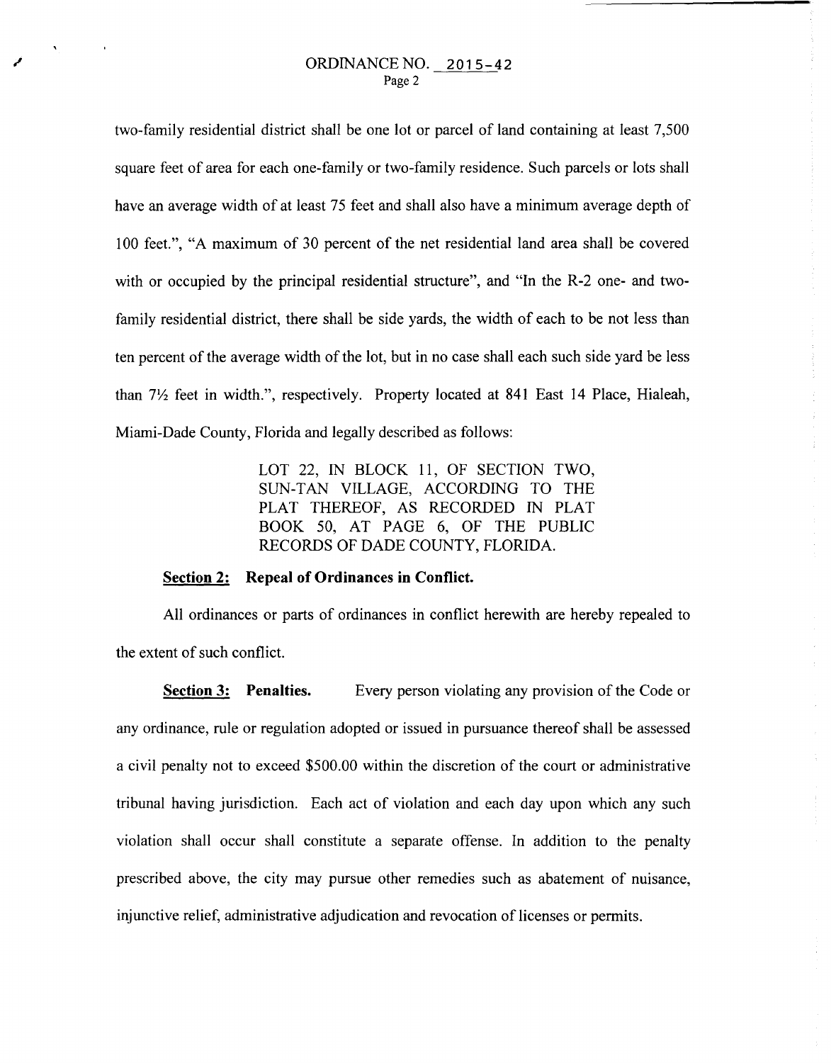two-family residential district shall be one lot or parcel of land containing at least 7,500 square feet of area for each one-family or two-family residence. Such parcels or lots shall have an average width of at least 75 feet and shall also have a minimum average depth of 100 feet.", "A maximum of 30 percent of the net residential land area shall be covered with or occupied by the principal residential structure", and "In the R-2 one- and two-family residential district, there shall be side yards, the width of each to be not less than ten percent of the average width of the lot, but in no case shall each such side yard be less than 7½ feet in width.", respectively. Property located at 841 East 14 Place, Hialeah, Miami-Dade County, Florida and legally described as follows:

> LOT 22, IN BLOCK 11, OF SECTION TWO, SUN-TAN VILLAGE, ACCORDING TO THE PLAT THEREOF, AS RECORDED IN PLAT BOOK 50, AT PAGE 6, OF THE PUBLIC RECORDS OF DADE COUNTY, FLORIDA.

**Section 2: Repeal of Ordinances in Conflict.**

All ordinances or parts of ordinances in conflict herewith are hereby repealed to the extent of such conflict.

**Section 3: Penalties.** Every person violating any provision of the Code or any ordinance, rule or regulation adopted or issued in pursuance thereof shall be assessed a civil penalty not to exceed $500.00 within the discretion of the court or administrative tribunal having jurisdiction. Each act of violation and each day upon which any such violation shall occur shall constitute a separate offense. In addition to the penalty prescribed above, the city may pursue other remedies such as abatement of nuisance, injunctive relief, administrative adjudication and revocation of licenses or permits.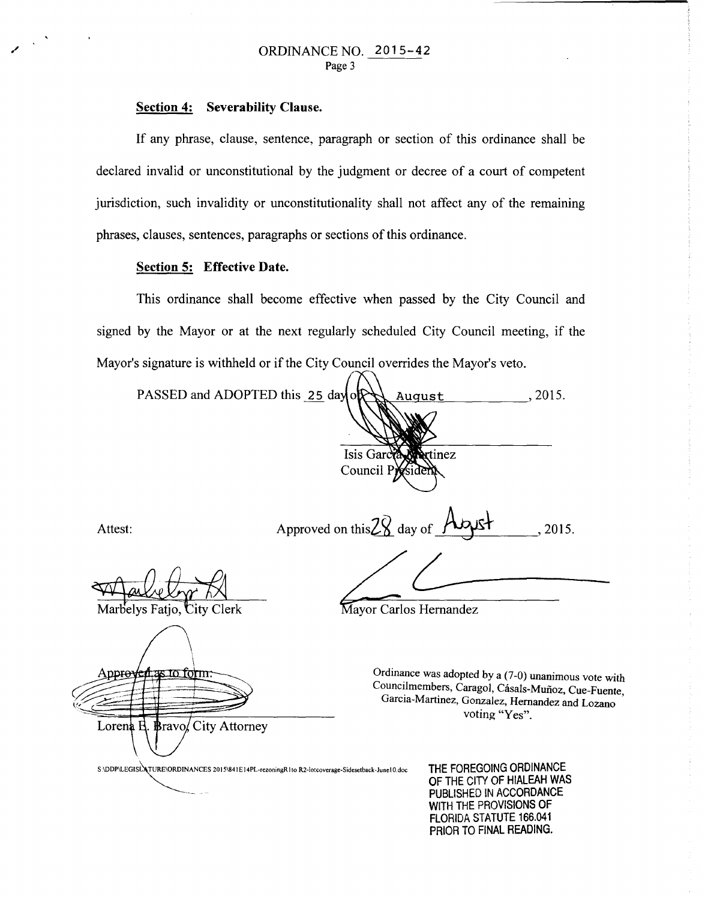ORDINANCE NO. 2015-42

**Section 4: Severability Clause.**

If any phrase, clause, sentence, paragraph or section of this ordinance shall be declared invalid or unconstitutional by the judgment or decree of a court of competent jurisdiction, such invalidity or unconstitutionality shall not affect any of the remaining phrases, clauses, sentences, paragraphs or sections of this ordinance.

**Section 5: Effective Date.**

This ordinance shall become effective when passed by the City Council and signed by the Mayor or at the next regularly scheduled City Council meeting, if the Mayor's signature is withheld or if the City Council overrides the Mayor's veto.

PASSED and ADOPTED this 25 day of August, 2015.

Isis Garcia-Martinez
Council President

Attest:

Approved on this 28 day of August, 2015.

Marbelys Fatjo, City Clerk

Mayor Carlos Hernandez

Approved as to form:

Lorena E. Bravo, City Attorney

S:\DDP\LEGISLATURE\ORDINANCES 2015\841E14PL-rezoningR1to R2-lotcoverage-Sidesetback-June10.doc

Ordinance was adopted by a (7-0) unanimous vote with Councilmembers, Caragol, Cásals-Muñoz, Cue-Fuente, Garcia-Martinez, Gonzalez, Hernandez and Lozano voting "Yes".

THE FOREGOING ORDINANCE OF THE CITY OF HIALEAH WAS PUBLISHED IN ACCORDANCE WITH THE PROVISIONS OF FLORIDA STATUTE 166.041 PRIOR TO FINAL READING.